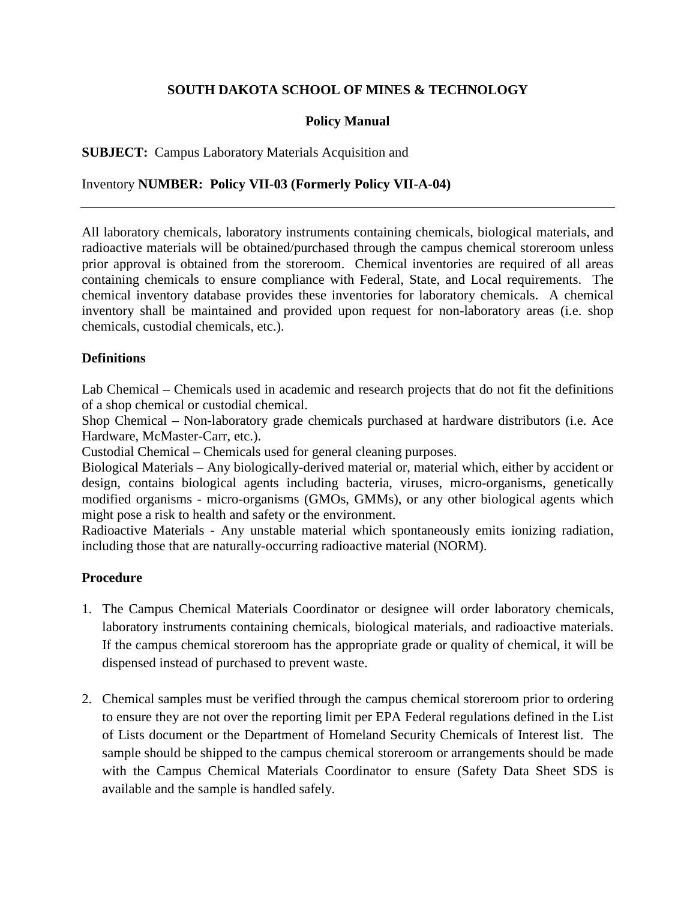**SOUTH DAKOTA SCHOOL OF MINES & TECHNOLOGY**

**Policy Manual**

**SUBJECT:** Campus Laboratory Materials Acquisition and

Inventory **NUMBER: Policy VII-03 (Formerly Policy VII-A-04)**

---

All laboratory chemicals, laboratory instruments containing chemicals, biological materials, and radioactive materials will be obtained/purchased through the campus chemical storeroom unless prior approval is obtained from the storeroom. Chemical inventories are required of all areas containing chemicals to ensure compliance with Federal, State, and Local requirements. The chemical inventory database provides these inventories for laboratory chemicals. A chemical inventory shall be maintained and provided upon request for non-laboratory areas (i.e. shop chemicals, custodial chemicals, etc.).

**Definitions**

Lab Chemical – Chemicals used in academic and research projects that do not fit the definitions of a shop chemical or custodial chemical.
Shop Chemical – Non-laboratory grade chemicals purchased at hardware distributors (i.e. Ace Hardware, McMaster-Carr, etc.).
Custodial Chemical – Chemicals used for general cleaning purposes.
Biological Materials – Any biologically-derived material or, material which, either by accident or design, contains biological agents including bacteria, viruses, micro-organisms, genetically modified organisms - micro-organisms (GMOs, GMMs), or any other biological agents which might pose a risk to health and safety or the environment.
Radioactive Materials - Any unstable material which spontaneously emits ionizing radiation, including those that are naturally-occurring radioactive material (NORM).

**Procedure**

1. The Campus Chemical Materials Coordinator or designee will order laboratory chemicals, laboratory instruments containing chemicals, biological materials, and radioactive materials. If the campus chemical storeroom has the appropriate grade or quality of chemical, it will be dispensed instead of purchased to prevent waste.

2. Chemical samples must be verified through the campus chemical storeroom prior to ordering to ensure they are not over the reporting limit per EPA Federal regulations defined in the List of Lists document or the Department of Homeland Security Chemicals of Interest list. The sample should be shipped to the campus chemical storeroom or arrangements should be made with the Campus Chemical Materials Coordinator to ensure (Safety Data Sheet SDS is available and the sample is handled safely.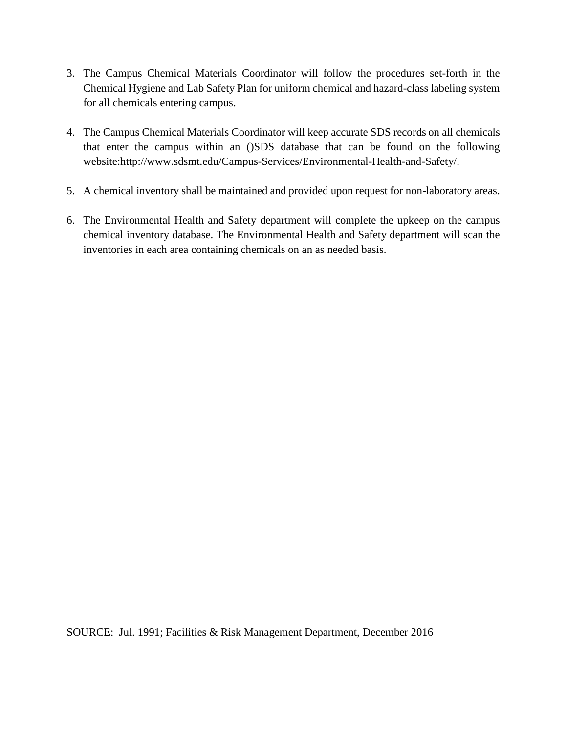3. The Campus Chemical Materials Coordinator will follow the procedures set-forth in the Chemical Hygiene and Lab Safety Plan for uniform chemical and hazard-class labeling system for all chemicals entering campus.

4. The Campus Chemical Materials Coordinator will keep accurate SDS records on all chemicals that enter the campus within an ()SDS database that can be found on the following website:http://www.sdsmt.edu/Campus-Services/Environmental-Health-and-Safety/.

5. A chemical inventory shall be maintained and provided upon request for non-laboratory areas.

6. The Environmental Health and Safety department will complete the upkeep on the campus chemical inventory database. The Environmental Health and Safety department will scan the inventories in each area containing chemicals on an as needed basis.

SOURCE: Jul. 1991; Facilities & Risk Management Department, December 2016